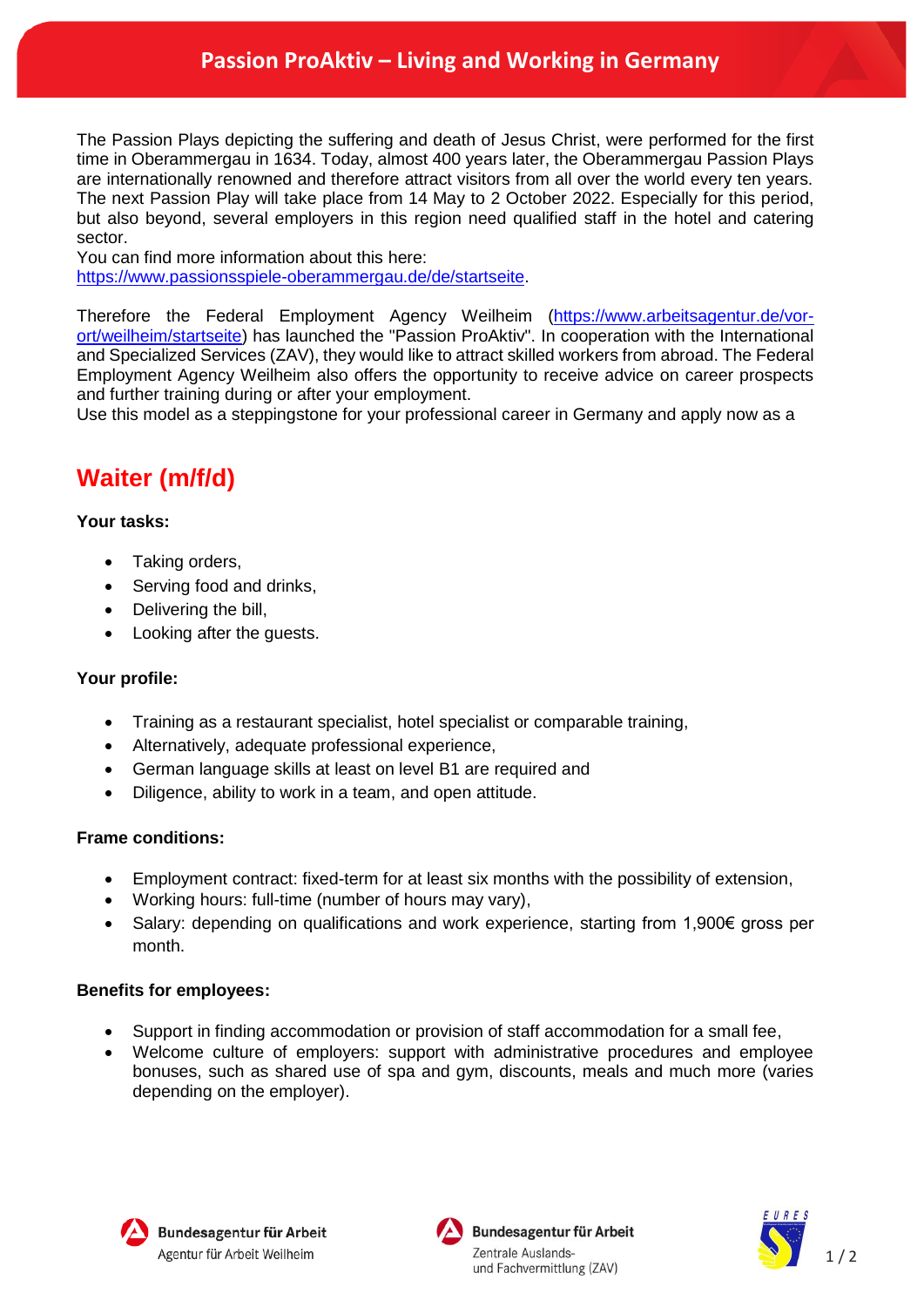# Passion ProAktiv – Living and Working in Germany

The Passion Plays depicting the suffering and death of Jesus Christ, were performed for the first time in Oberammergau in 1634. Today, almost 400 years later, the Oberammergau Passion Plays are internationally renowned and therefore attract visitors from all over the world every ten years. The next Passion Play will take place from 14 May to 2 October 2022. Especially for this period, but also beyond, several employers in this region need qualified staff in the hotel and catering sector.
You can find more information about this here:
https://www.passionsspiele-oberammergau.de/de/startseite.

Therefore the Federal Employment Agency Weilheim (https://www.arbeitsagentur.de/vor-ort/weilheim/startseite) has launched the "Passion ProAktiv". In cooperation with the International and Specialized Services (ZAV), they would like to attract skilled workers from abroad. The Federal Employment Agency Weilheim also offers the opportunity to receive advice on career prospects and further training during or after your employment.
Use this model as a steppingstone for your professional career in Germany and apply now as a

## Waiter (m/f/d)

**Your tasks:**

- Taking orders,
- Serving food and drinks,
- Delivering the bill,
- Looking after the guests.

**Your profile:**

- Training as a restaurant specialist, hotel specialist or comparable training,
- Alternatively, adequate professional experience,
- German language skills at least on level B1 are required and
- Diligence, ability to work in a team, and open attitude.

**Frame conditions:**

- Employment contract: fixed-term for at least six months with the possibility of extension,
- Working hours: full-time (number of hours may vary),
- Salary: depending on qualifications and work experience, starting from 1,900€ gross per month.

**Benefits for employees:**

- Support in finding accommodation or provision of staff accommodation for a small fee,
- Welcome culture of employers: support with administrative procedures and employee bonuses, such as shared use of spa and gym, discounts, meals and much more (varies depending on the employer).

Bundesagentur für Arbeit
Agentur für Arbeit Weilheim

Bundesagentur für Arbeit
Zentrale Auslands- und Fachvermittlung (ZAV)

EURES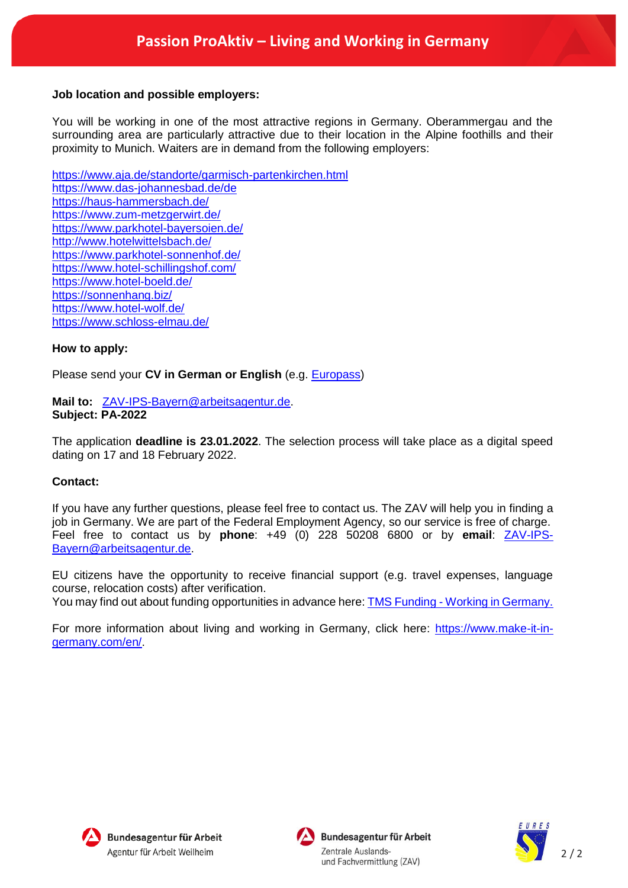## Passion ProAktiv – Living and Working in Germany

**Job location and possible employers:**

You will be working in one of the most attractive regions in Germany. Oberammergau and the surrounding area are particularly attractive due to their location in the Alpine foothills and their proximity to Munich. Waiters are in demand from the following employers:

https://www.aja.de/standorte/garmisch-partenkirchen.html
https://www.das-johannesbad.de/de
https://haus-hammersbach.de/
https://www.zum-metzgerwirt.de/
https://www.parkhotel-bayersoien.de/
http://www.hotelwittelsbach.de/
https://www.parkhotel-sonnenhof.de/
https://www.hotel-schillingshof.com/
https://www.hotel-boeld.de/
https://sonnenhang.biz/
https://www.hotel-wolf.de/
https://www.schloss-elmau.de/

**How to apply:**

Please send your **CV in German or English** (e.g. Europass)

**Mail to:** ZAV-IPS-Bayern@arbeitsagentur.de.
**Subject: PA-2022**

The application **deadline is 23.01.2022**. The selection process will take place as a digital speed dating on 17 and 18 February 2022.

**Contact:**

If you have any further questions, please feel free to contact us. The ZAV will help you in finding a job in Germany. We are part of the Federal Employment Agency, so our service is free of charge. Feel free to contact us by **phone**: +49 (0) 228 50208 6800 or by **email**: ZAV-IPS-Bayern@arbeitsagentur.de.

EU citizens have the opportunity to receive financial support (e.g. travel expenses, language course, relocation costs) after verification.
You may find out about funding opportunities in advance here: TMS Funding - Working in Germany.

For more information about living and working in Germany, click here: https://www.make-it-in-germany.com/en/.

Bundesagentur für Arbeit
Agentur für Arbeit Weilheim

Bundesagentur für Arbeit
Zentrale Auslands- und Fachvermittlung (ZAV)

EURES